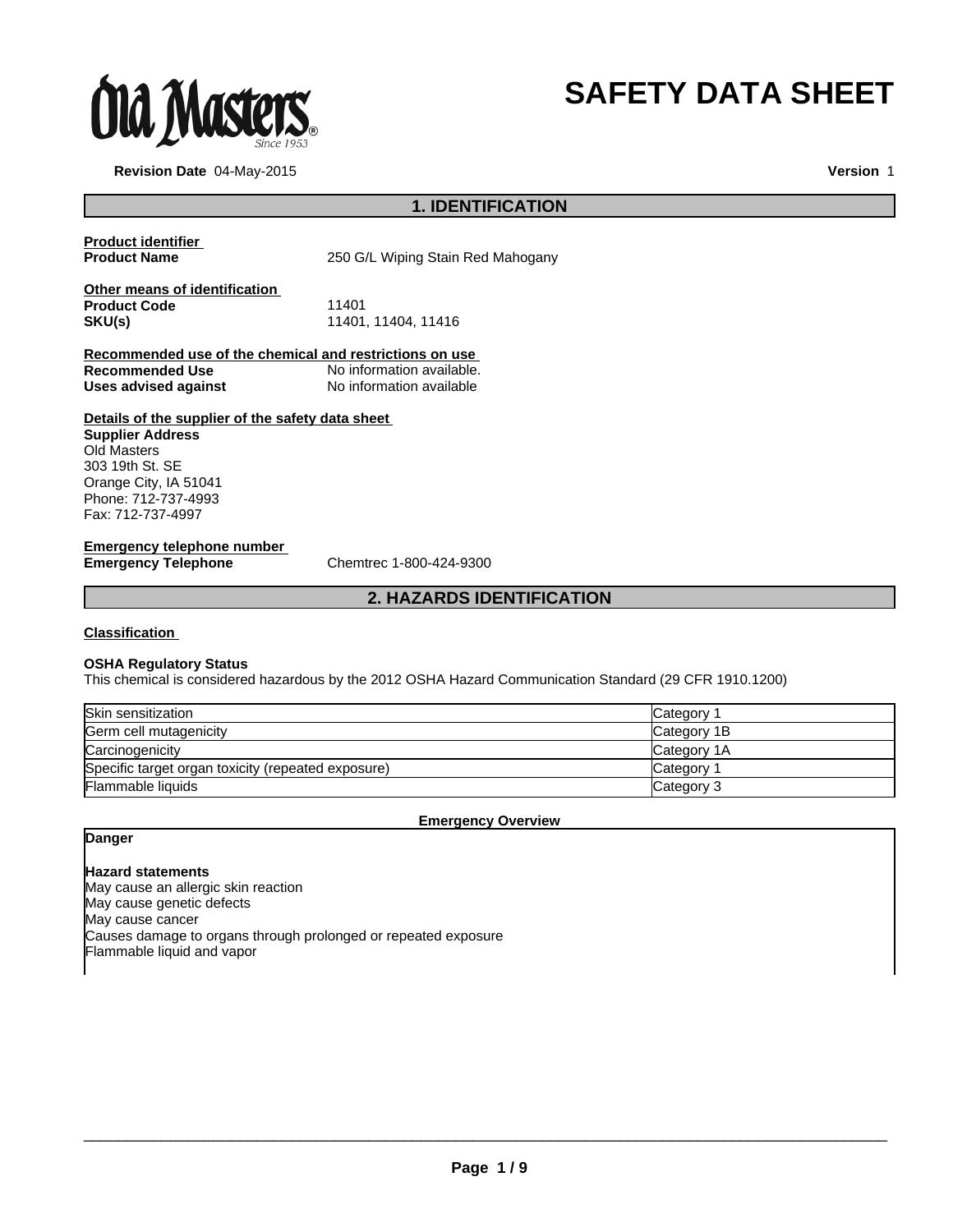# SAFETY DATA SHEET

**Revision Date** 04-May-2015

**Version** 1

## 1. IDENTIFICATION

**Product identifier**

**Product Name** 250 G/L Wiping Stain Red Mahogany

**Other means of identification**

**Product Code** 11401

**SKU(s)** 11401, 11404, 11416

**Recommended use of the chemical and restrictions on use**

**Recommended Use** No information available.

**Uses advised against** No information available

**Details of the supplier of the safety data sheet**

**Supplier Address**
Old Masters
303 19th St. SE
Orange City, IA 51041
Phone: 712-737-4993
Fax: 712-737-4997

**Emergency telephone number**

**Emergency Telephone** Chemtrec 1-800-424-9300

## 2. HAZARDS IDENTIFICATION

**Classification**

**OSHA Regulatory Status**

This chemical is considered hazardous by the 2012 OSHA Hazard Communication Standard (29 CFR 1910.1200)

| | |
|---|---|
| Skin sensitization | Category 1 |
| Germ cell mutagenicity | Category 1B |
| Carcinogenicity | Category 1A |
| Specific target organ toxicity (repeated exposure) | Category 1 |
| Flammable liquids | Category 3 |

**Emergency Overview**

**Danger**

**Hazard statements**

May cause an allergic skin reaction
May cause genetic defects
May cause cancer
Causes damage to organs through prolonged or repeated exposure
Flammable liquid and vapor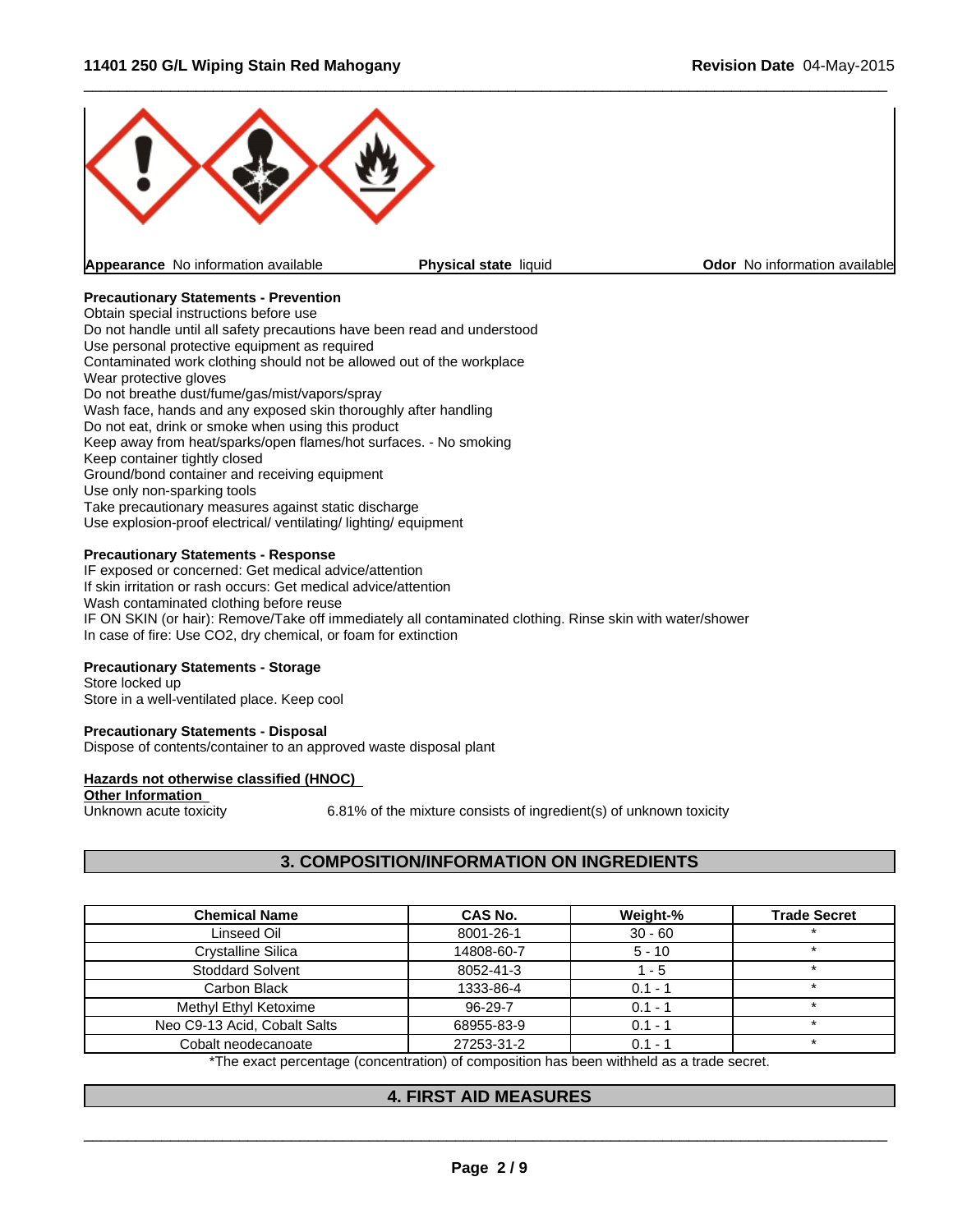**Appearance** No information available | **Physical state** liquid | **Odor** No information available

**Precautionary Statements - Prevention**

Obtain special instructions before use
Do not handle until all safety precautions have been read and understood
Use personal protective equipment as required
Contaminated work clothing should not be allowed out of the workplace
Wear protective gloves
Do not breathe dust/fume/gas/mist/vapors/spray
Wash face, hands and any exposed skin thoroughly after handling
Do not eat, drink or smoke when using this product
Keep away from heat/sparks/open flames/hot surfaces. - No smoking
Keep container tightly closed
Ground/bond container and receiving equipment
Use only non-sparking tools
Take precautionary measures against static discharge
Use explosion-proof electrical/ ventilating/ lighting/ equipment

**Precautionary Statements - Response**

IF exposed or concerned: Get medical advice/attention
If skin irritation or rash occurs: Get medical advice/attention
Wash contaminated clothing before reuse
IF ON SKIN (or hair): Remove/Take off immediately all contaminated clothing. Rinse skin with water/shower
In case of fire: Use CO2, dry chemical, or foam for extinction

**Precautionary Statements - Storage**

Store locked up
Store in a well-ventilated place. Keep cool

**Precautionary Statements - Disposal**

Dispose of contents/container to an approved waste disposal plant

**Hazards not otherwise classified (HNOC)**

**Other Information**

Unknown acute toxicity 6.81% of the mixture consists of ingredient(s) of unknown toxicity

## 3. COMPOSITION/INFORMATION ON INGREDIENTS

| Chemical Name | CAS No. | Weight-% | Trade Secret |
|---|---|---|---|
| Linseed Oil | 8001-26-1 | 30 - 60 | * |
| Crystalline Silica | 14808-60-7 | 5 - 10 | * |
| Stoddard Solvent | 8052-41-3 | 1 - 5 | * |
| Carbon Black | 1333-86-4 | 0.1 - 1 | * |
| Methyl Ethyl Ketoxime | 96-29-7 | 0.1 - 1 | * |
| Neo C9-13 Acid, Cobalt Salts | 68955-83-9 | 0.1 - 1 | * |
| Cobalt neodecanoate | 27253-31-2 | 0.1 - 1 | * |

*The exact percentage (concentration) of composition has been withheld as a trade secret.

## 4. FIRST AID MEASURES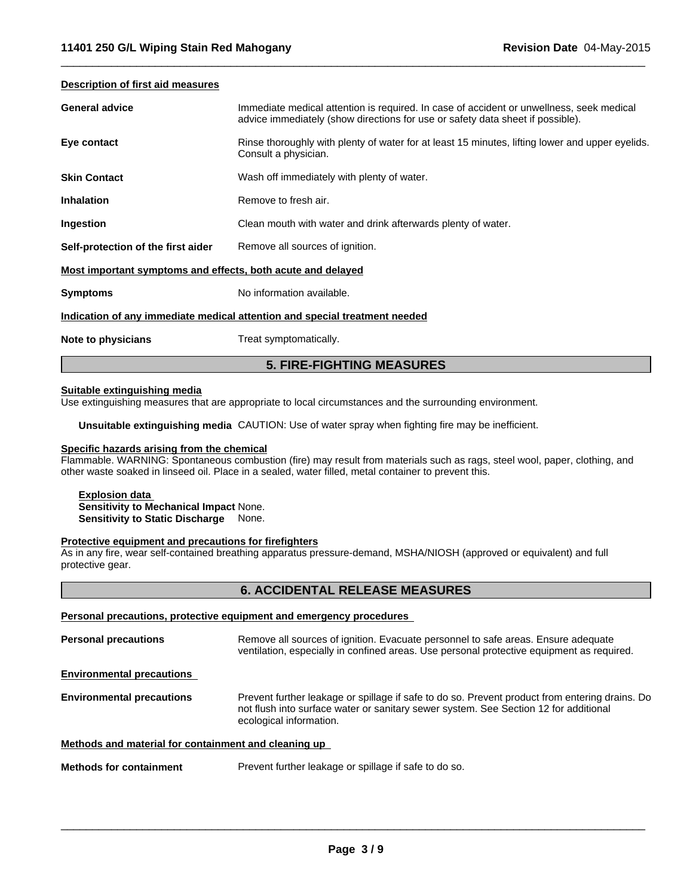#### Description of first aid measures

**General advice** Immediate medical attention is required. In case of accident or unwellness, seek medical advice immediately (show directions for use or safety data sheet if possible).

**Eye contact** Rinse thoroughly with plenty of water for at least 15 minutes, lifting lower and upper eyelids. Consult a physician.

**Skin Contact** Wash off immediately with plenty of water.

**Inhalation** Remove to fresh air.

**Ingestion** Clean mouth with water and drink afterwards plenty of water.

**Self-protection of the first aider** Remove all sources of ignition.

#### Most important symptoms and effects, both acute and delayed

**Symptoms** No information available.

#### Indication of any immediate medical attention and special treatment needed

**Note to physicians** Treat symptomatically.

## 5. FIRE-FIGHTING MEASURES

#### Suitable extinguishing media

Use extinguishing measures that are appropriate to local circumstances and the surrounding environment.

**Unsuitable extinguishing media** CAUTION: Use of water spray when fighting fire may be inefficient.

#### Specific hazards arising from the chemical

Flammable. WARNING: Spontaneous combustion (fire) may result from materials such as rags, steel wool, paper, clothing, and other waste soaked in linseed oil. Place in a sealed, water filled, metal container to prevent this.

**Explosion data**
**Sensitivity to Mechanical Impact** None.
**Sensitivity to Static Discharge** None.

#### Protective equipment and precautions for firefighters

As in any fire, wear self-contained breathing apparatus pressure-demand, MSHA/NIOSH (approved or equivalent) and full protective gear.

## 6. ACCIDENTAL RELEASE MEASURES

#### Personal precautions, protective equipment and emergency procedures

**Personal precautions** Remove all sources of ignition. Evacuate personnel to safe areas. Ensure adequate ventilation, especially in confined areas. Use personal protective equipment as required.

#### Environmental precautions

**Environmental precautions** Prevent further leakage or spillage if safe to do so. Prevent product from entering drains. Do not flush into surface water or sanitary sewer system. See Section 12 for additional ecological information.

#### Methods and material for containment and cleaning up

**Methods for containment** Prevent further leakage or spillage if safe to do so.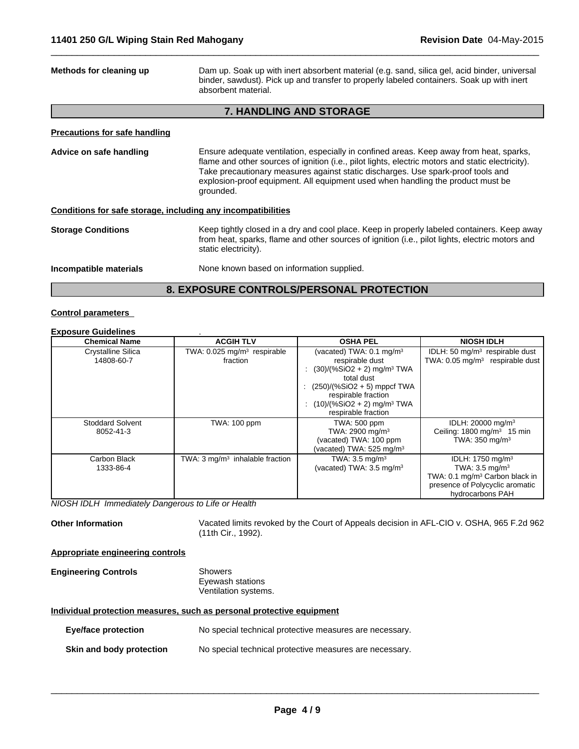**Methods for cleaning up** Dam up. Soak up with inert absorbent material (e.g. sand, silica gel, acid binder, universal binder, sawdust). Pick up and transfer to properly labeled containers. Soak up with inert absorbent material.

## 7. HANDLING AND STORAGE

**Precautions for safe handling**

**Advice on safe handling** Ensure adequate ventilation, especially in confined areas. Keep away from heat, sparks, flame and other sources of ignition (i.e., pilot lights, electric motors and static electricity). Take precautionary measures against static discharges. Use spark-proof tools and explosion-proof equipment. All equipment used when handling the product must be grounded.

**Conditions for safe storage, including any incompatibilities**

**Storage Conditions** Keep tightly closed in a dry and cool place. Keep in properly labeled containers. Keep away from heat, sparks, flame and other sources of ignition (i.e., pilot lights, electric motors and static electricity).

**Incompatible materials** None known based on information supplied.

## 8. EXPOSURE CONTROLS/PERSONAL PROTECTION

**Control parameters**

**Exposure Guidelines** .

| Chemical Name | ACGIH TLV | OSHA PEL | NIOSH IDLH |
|---|---|---|---|
| Crystalline Silica 14808-60-7 | TWA: 0.025 mg/m³ respirable fraction | (vacated) TWA: 0.1 mg/m³ respirable dust : (30)/(%SiO2 + 2) mg/m³ TWA total dust : (250)/(%SiO2 + 5) mppcf TWA respirable fraction : (10)/(%SiO2 + 2) mg/m³ TWA respirable fraction | IDLH: 50 mg/m³ respirable dust TWA: 0.05 mg/m³ respirable dust |
| Stoddard Solvent 8052-41-3 | TWA: 100 ppm | TWA: 500 ppm TWA: 2900 mg/m³ (vacated) TWA: 100 ppm (vacated) TWA: 525 mg/m³ | IDLH: 20000 mg/m³ Ceiling: 1800 mg/m³ 15 min TWA: 350 mg/m³ |
| Carbon Black 1333-86-4 | TWA: 3 mg/m³ inhalable fraction | TWA: 3.5 mg/m³ (vacated) TWA: 3.5 mg/m³ | IDLH: 1750 mg/m³ TWA: 3.5 mg/m³ TWA: 0.1 mg/m³ Carbon black in presence of Polycyclic aromatic hydrocarbons PAH |

*NIOSH IDLH Immediately Dangerous to Life or Health*

**Other Information** Vacated limits revoked by the Court of Appeals decision in AFL-CIO v. OSHA, 965 F.2d 962 (11th Cir., 1992).

**Appropriate engineering controls**

**Engineering Controls** Showers
Eyewash stations
Ventilation systems.

**Individual protection measures, such as personal protective equipment**

**Eye/face protection** No special technical protective measures are necessary.

**Skin and body protection** No special technical protective measures are necessary.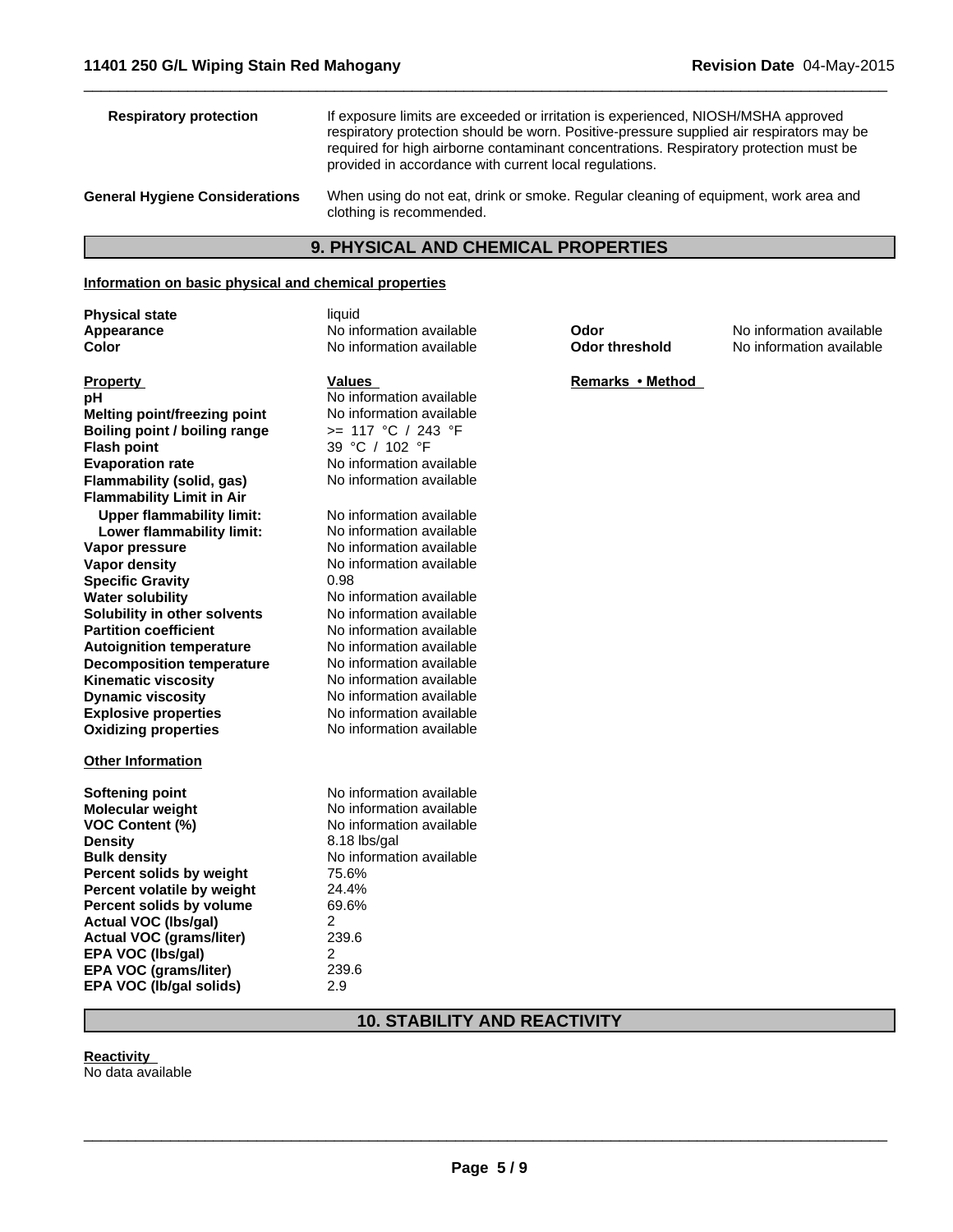**Respiratory protection** If exposure limits are exceeded or irritation is experienced, NIOSH/MSHA approved respiratory protection should be worn. Positive-pressure supplied air respirators may be required for high airborne contaminant concentrations. Respiratory protection must be provided in accordance with current local regulations.

**General Hygiene Considerations** When using do not eat, drink or smoke. Regular cleaning of equipment, work area and clothing is recommended.

## 9. PHYSICAL AND CHEMICAL PROPERTIES

**Information on basic physical and chemical properties**

| | | | |
|---|---|---|---|
| **Physical state** | liquid | | |
| **Appearance** | No information available | **Odor** | No information available |
| **Color** | No information available | **Odor threshold** | No information available |

| **Property** | **Values** | **Remarks • Method** |
|---|---|---|
| **pH** | No information available | |
| **Melting point/freezing point** | No information available | |
| **Boiling point / boiling range** | >= 117 °C / 243 °F | |
| **Flash point** | 39 °C / 102 °F | |
| **Evaporation rate** | No information available | |
| **Flammability (solid, gas)** | No information available | |
| **Flammability Limit in Air** | | |
| **Upper flammability limit:** | No information available | |
| **Lower flammability limit:** | No information available | |
| **Vapor pressure** | No information available | |
| **Vapor density** | No information available | |
| **Specific Gravity** | 0.98 | |
| **Water solubility** | No information available | |
| **Solubility in other solvents** | No information available | |
| **Partition coefficient** | No information available | |
| **Autoignition temperature** | No information available | |
| **Decomposition temperature** | No information available | |
| **Kinematic viscosity** | No information available | |
| **Dynamic viscosity** | No information available | |
| **Explosive properties** | No information available | |
| **Oxidizing properties** | No information available | |

**Other Information**

| | |
|---|---|
| **Softening point** | No information available |
| **Molecular weight** | No information available |
| **VOC Content (%)** | No information available |
| **Density** | 8.18 lbs/gal |
| **Bulk density** | No information available |
| **Percent solids by weight** | 75.6% |
| **Percent volatile by weight** | 24.4% |
| **Percent solids by volume** | 69.6% |
| **Actual VOC (lbs/gal)** | 2 |
| **Actual VOC (grams/liter)** | 239.6 |
| **EPA VOC (lbs/gal)** | 2 |
| **EPA VOC (grams/liter)** | 239.6 |
| **EPA VOC (lb/gal solids)** | 2.9 |

## 10. STABILITY AND REACTIVITY

**Reactivity**

No data available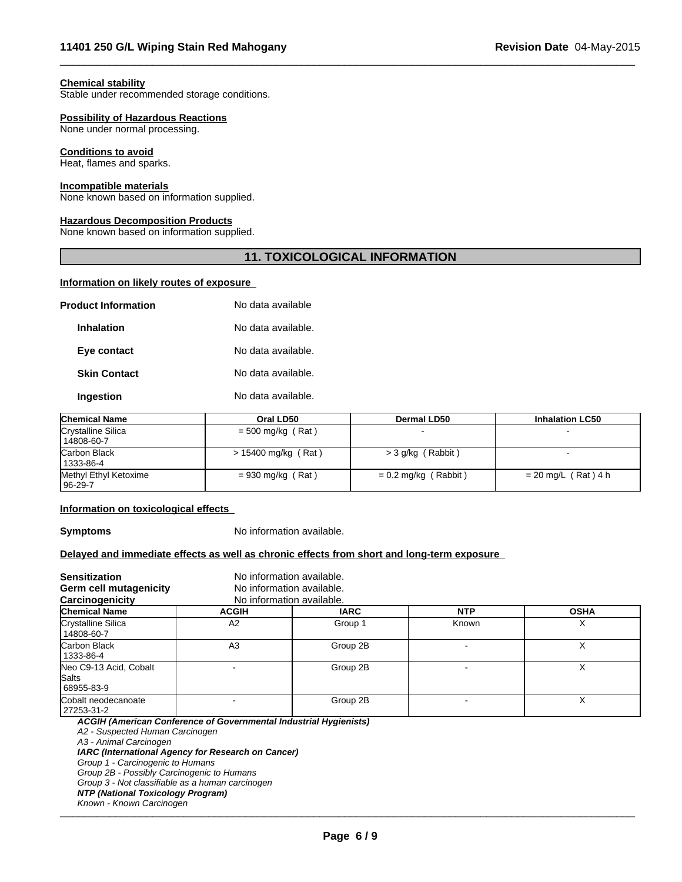**Chemical stability**
Stable under recommended storage conditions.

**Possibility of Hazardous Reactions**
None under normal processing.

**Conditions to avoid**
Heat, flames and sparks.

**Incompatible materials**
None known based on information supplied.

**Hazardous Decomposition Products**
None known based on information supplied.

## 11. TOXICOLOGICAL INFORMATION

**Information on likely routes of exposure**

**Product Information** No data available

**Inhalation** No data available.

**Eye contact** No data available.

**Skin Contact** No data available.

**Ingestion** No data available.

| Chemical Name | Oral LD50 | Dermal LD50 | Inhalation LC50 |
|---|---|---|---|
| Crystalline Silica 14808-60-7 | = 500 mg/kg ( Rat ) | - | - |
| Carbon Black 1333-86-4 | > 15400 mg/kg ( Rat ) | > 3 g/kg ( Rabbit ) | - |
| Methyl Ethyl Ketoxime 96-29-7 | = 930 mg/kg ( Rat ) | = 0.2 mg/kg ( Rabbit ) | = 20 mg/L ( Rat ) 4 h |

**Information on toxicological effects**

**Symptoms** No information available.

**Delayed and immediate effects as well as chronic effects from short and long-term exposure**

**Sensitization** No information available.
**Germ cell mutagenicity** No information available.
**Carcinogenicity** No information available.

| Chemical Name | ACGIH | IARC | NTP | OSHA |
|---|---|---|---|---|
| Crystalline Silica 14808-60-7 | A2 | Group 1 | Known | X |
| Carbon Black 1333-86-4 | A3 | Group 2B | - | X |
| Neo C9-13 Acid, Cobalt Salts 68955-83-9 | - | Group 2B | - | X |
| Cobalt neodecanoate 27253-31-2 | - | Group 2B | - | X |

***ACGIH (American Conference of Governmental Industrial Hygienists)***
*A2 - Suspected Human Carcinogen*
*A3 - Animal Carcinogen*
***IARC (International Agency for Research on Cancer)***
*Group 1 - Carcinogenic to Humans*
*Group 2B - Possibly Carcinogenic to Humans*
*Group 3 - Not classifiable as a human carcinogen*
***NTP (National Toxicology Program)***
*Known - Known Carcinogen*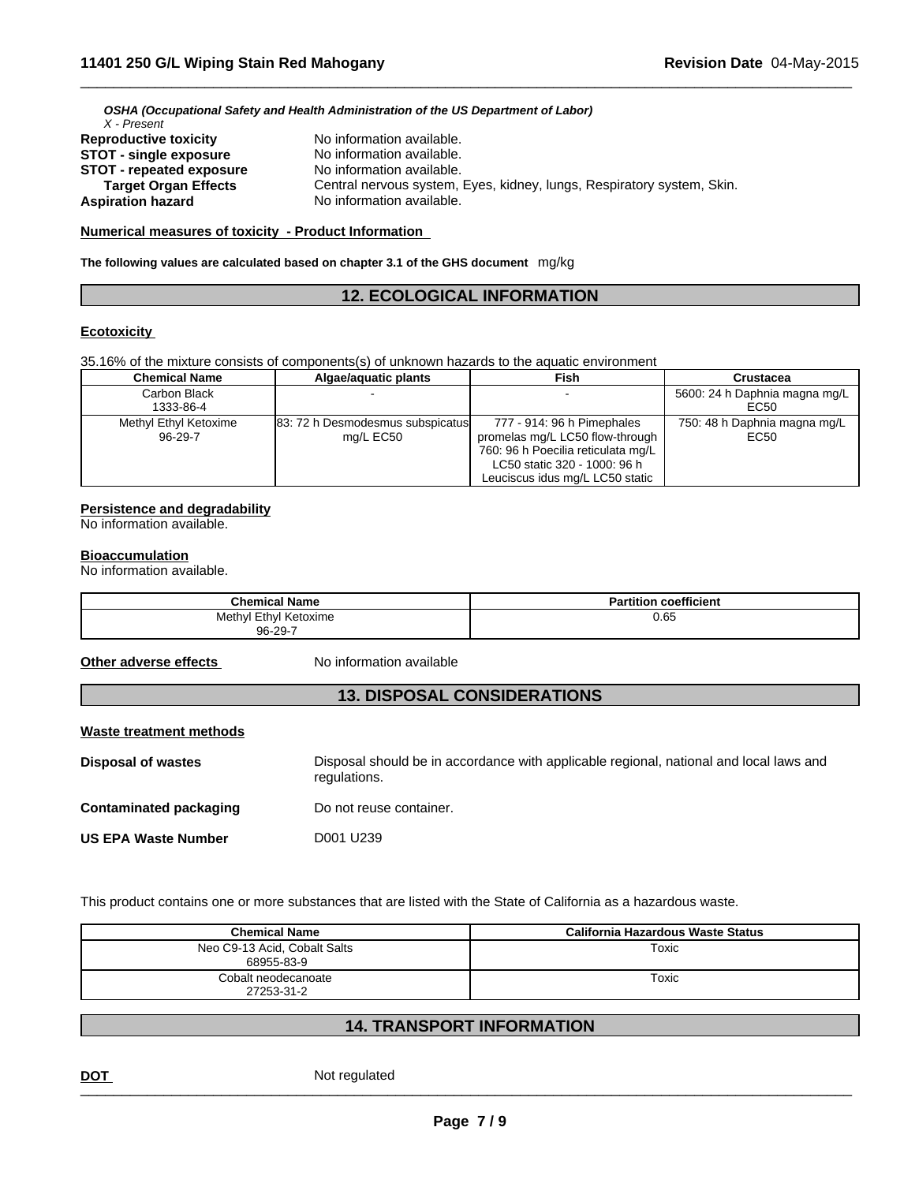*OSHA (Occupational Safety and Health Administration of the US Department of Labor)*
*X - Present*

**Reproductive toxicity** No information available.
**STOT - single exposure** No information available.
**STOT - repeated exposure** No information available.
**Target Organ Effects** Central nervous system, Eyes, kidney, lungs, Respiratory system, Skin.
**Aspiration hazard** No information available.

**Numerical measures of toxicity - Product Information**

**The following values are calculated based on chapter 3.1 of the GHS document** mg/kg

## 12. ECOLOGICAL INFORMATION

**Ecotoxicity**

35.16% of the mixture consists of components(s) of unknown hazards to the aquatic environment

| Chemical Name | Algae/aquatic plants | Fish | Crustacea |
|---|---|---|---|
| Carbon Black 1333-86-4 | - | - | 5600: 24 h Daphnia magna mg/L EC50 |
| Methyl Ethyl Ketoxime 96-29-7 | 83: 72 h Desmodesmus subspicatus mg/L EC50 | 777 - 914: 96 h Pimephales promelas mg/L LC50 flow-through 760: 96 h Poecilia reticulata mg/L LC50 static 320 - 1000: 96 h Leuciscus idus mg/L LC50 static | 750: 48 h Daphnia magna mg/L EC50 |

**Persistence and degradability**
No information available.

**Bioaccumulation**
No information available.

| Chemical Name | Partition coefficient |
|---|---|
| Methyl Ethyl Ketoxime 96-29-7 | 0.65 |

**Other adverse effects** No information available

## 13. DISPOSAL CONSIDERATIONS

**Waste treatment methods**

**Disposal of wastes** Disposal should be in accordance with applicable regional, national and local laws and regulations.

**Contaminated packaging** Do not reuse container.

**US EPA Waste Number** D001 U239

This product contains one or more substances that are listed with the State of California as a hazardous waste.

| Chemical Name | California Hazardous Waste Status |
|---|---|
| Neo C9-13 Acid, Cobalt Salts 68955-83-9 | Toxic |
| Cobalt neodecanoate 27253-31-2 | Toxic |

## 14. TRANSPORT INFORMATION

**DOT** Not regulated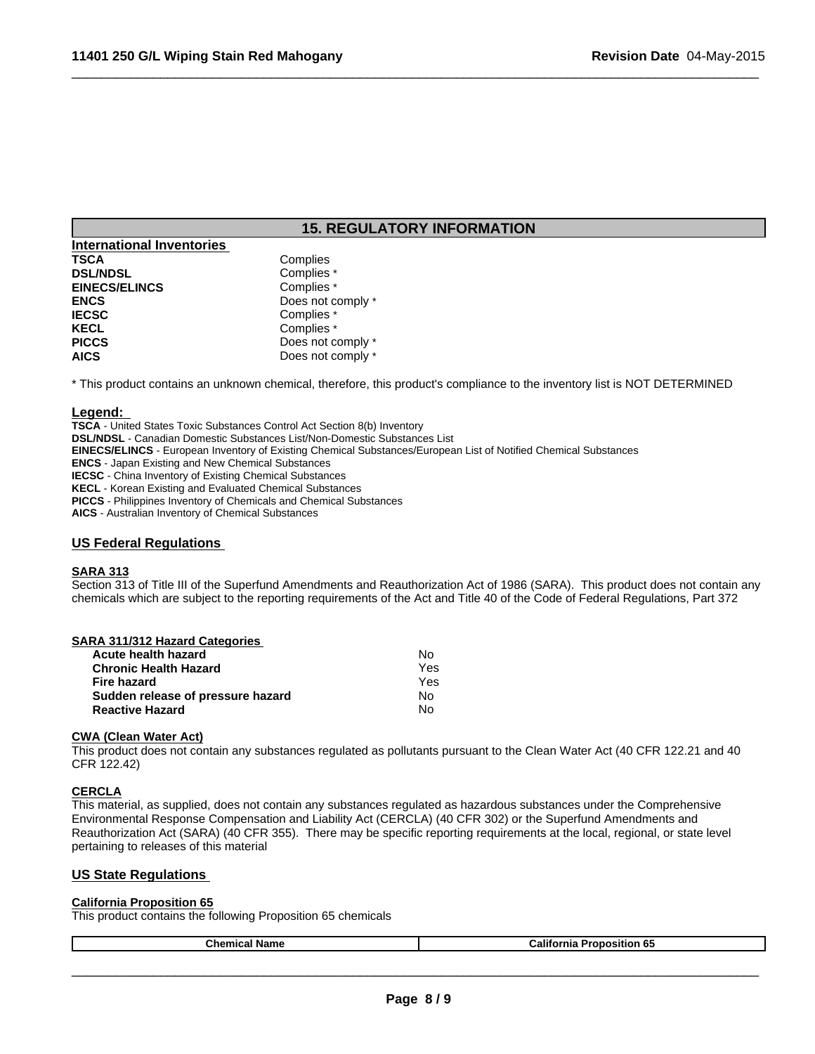## 15. REGULATORY INFORMATION

### International Inventories

| | |
|---|---|
| **TSCA** | Complies |
| **DSL/NDSL** | Complies * |
| **EINECS/ELINCS** | Complies * |
| **ENCS** | Does not comply * |
| **IECSC** | Complies * |
| **KECL** | Complies * |
| **PICCS** | Does not comply * |
| **AICS** | Does not comply * |

* This product contains an unknown chemical, therefore, this product's compliance to the inventory list is NOT DETERMINED

**Legend:**

**TSCA** - United States Toxic Substances Control Act Section 8(b) Inventory
**DSL/NDSL** - Canadian Domestic Substances List/Non-Domestic Substances List
**EINECS/ELINCS** - European Inventory of Existing Chemical Substances/European List of Notified Chemical Substances
**ENCS** - Japan Existing and New Chemical Substances
**IECSC** - China Inventory of Existing Chemical Substances
**KECL** - Korean Existing and Evaluated Chemical Substances
**PICCS** - Philippines Inventory of Chemicals and Chemical Substances
**AICS** - Australian Inventory of Chemical Substances

### US Federal Regulations

**SARA 313**

Section 313 of Title III of the Superfund Amendments and Reauthorization Act of 1986 (SARA). This product does not contain any chemicals which are subject to the reporting requirements of the Act and Title 40 of the Code of Federal Regulations, Part 372

**SARA 311/312 Hazard Categories**

| | |
|---|---|
| **Acute health hazard** | No |
| **Chronic Health Hazard** | Yes |
| **Fire hazard** | Yes |
| **Sudden release of pressure hazard** | No |
| **Reactive Hazard** | No |

**CWA (Clean Water Act)**

This product does not contain any substances regulated as pollutants pursuant to the Clean Water Act (40 CFR 122.21 and 40 CFR 122.42)

**CERCLA**

This material, as supplied, does not contain any substances regulated as hazardous substances under the Comprehensive Environmental Response Compensation and Liability Act (CERCLA) (40 CFR 302) or the Superfund Amendments and Reauthorization Act (SARA) (40 CFR 355). There may be specific reporting requirements at the local, regional, or state level pertaining to releases of this material

### US State Regulations

**California Proposition 65**

This product contains the following Proposition 65 chemicals

| Chemical Name | California Proposition 65 |
|---|---|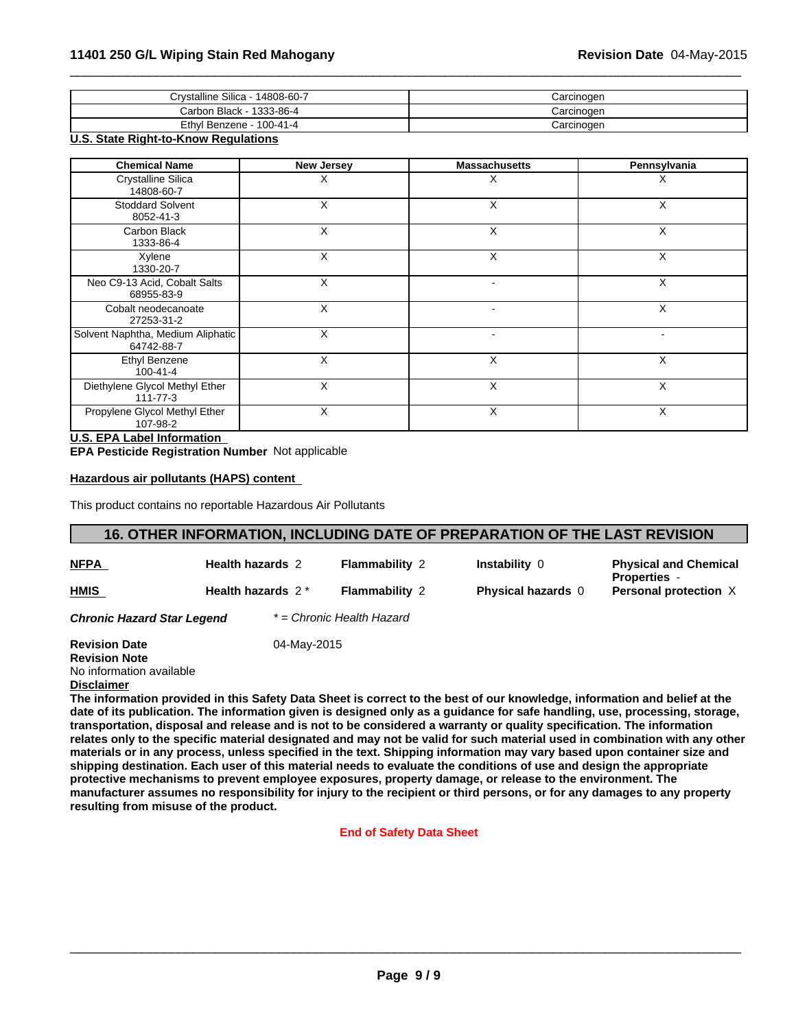| | |
|---|---|
| Crystalline Silica - 14808-60-7 | Carcinogen |
| Carbon Black - 1333-86-4 | Carcinogen |
| Ethyl Benzene - 100-41-4 | Carcinogen |

**U.S. State Right-to-Know Regulations**

| Chemical Name | New Jersey | Massachusetts | Pennsylvania |
|---|---|---|---|
| Crystalline Silica 14808-60-7 | X | X | X |
| Stoddard Solvent 8052-41-3 | X | X | X |
| Carbon Black 1333-86-4 | X | X | X |
| Xylene 1330-20-7 | X | X | X |
| Neo C9-13 Acid, Cobalt Salts 68955-83-9 | X | - | X |
| Cobalt neodecanoate 27253-31-2 | X | - | X |
| Solvent Naphtha, Medium Aliphatic 64742-88-7 | X | - | - |
| Ethyl Benzene 100-41-4 | X | X | X |
| Diethylene Glycol Methyl Ether 111-77-3 | X | X | X |
| Propylene Glycol Methyl Ether 107-98-2 | X | X | X |

**U.S. EPA Label Information**

**EPA Pesticide Registration Number** Not applicable

**Hazardous air pollutants (HAPS) content**

This product contains no reportable Hazardous Air Pollutants

## 16. OTHER INFORMATION, INCLUDING DATE OF PREPARATION OF THE LAST REVISION

| | | | | |
|---|---|---|---|---|
| **NFPA** | **Health hazards** 2 | **Flammability** 2 | **Instability** 0 | **Physical and Chemical Properties** - |
| **HMIS** | **Health hazards** 2 * | **Flammability** 2 | **Physical hazards** 0 | **Personal protection** X |

***Chronic Hazard Star Legend*** *\* = Chronic Health Hazard*

**Revision Date** 04-May-2015

**Revision Note**

No information available

**Disclaimer**

**The information provided in this Safety Data Sheet is correct to the best of our knowledge, information and belief at the date of its publication. The information given is designed only as a guidance for safe handling, use, processing, storage, transportation, disposal and release and is not to be considered a warranty or quality specification. The information relates only to the specific material designated and may not be valid for such material used in combination with any other materials or in any process, unless specified in the text. Shipping information may vary based upon container size and shipping destination. Each user of this material needs to evaluate the conditions of use and design the appropriate protective mechanisms to prevent employee exposures, property damage, or release to the environment. The manufacturer assumes no responsibility for injury to the recipient or third persons, or for any damages to any property resulting from misuse of the product.**

**End of Safety Data Sheet**